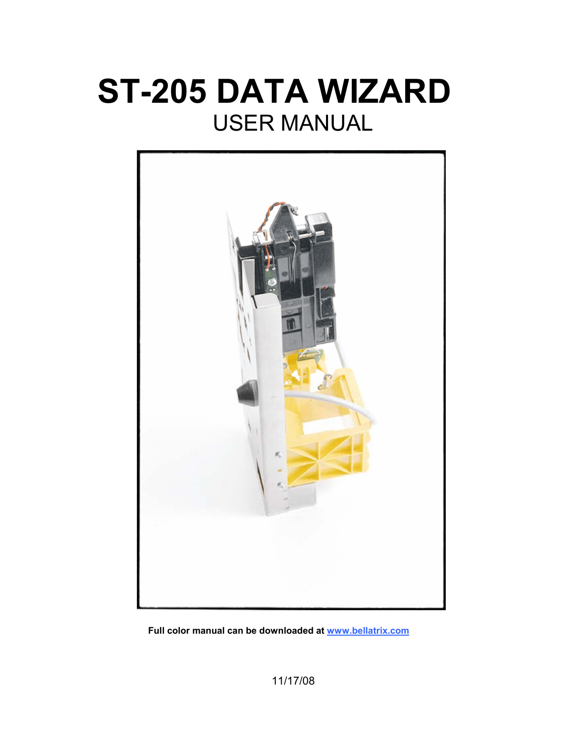# ST-205 DATA WIZARD

## USER MANUAL

**Full color manual can be downloaded at [www.bellatrix.com](http://www.bellatrix.com)**

11/17/08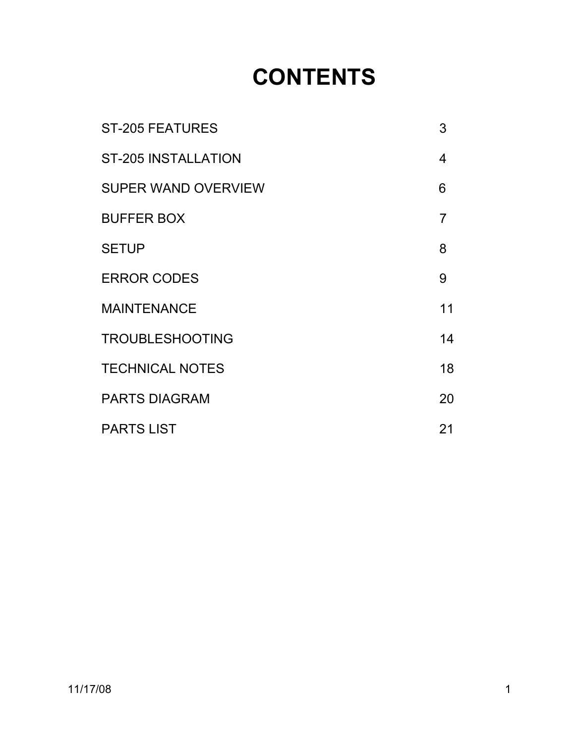# CONTENTS

| | |
|---|---|
| ST-205 FEATURES | 3 |
| ST-205 INSTALLATION | 4 |
| SUPER WAND OVERVIEW | 6 |
| BUFFER BOX | 7 |
| SETUP | 8 |
| ERROR CODES | 9 |
| MAINTENANCE | 11 |
| TROUBLESHOOTING | 14 |
| TECHNICAL NOTES | 18 |
| PARTS DIAGRAM | 20 |
| PARTS LIST | 21 |

11/17/08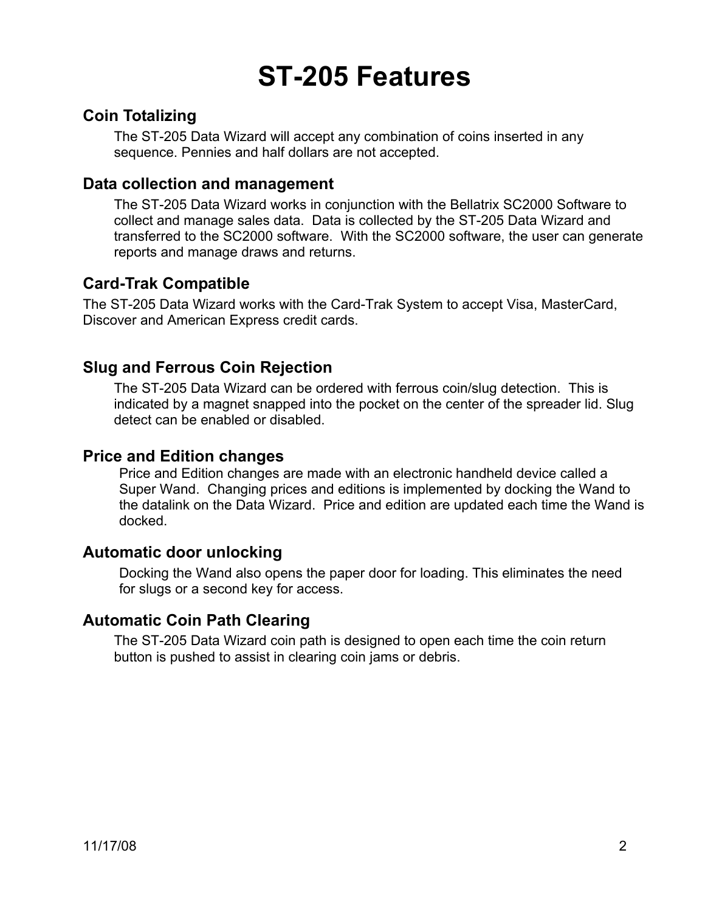# ST-205 Features

## Coin Totalizing

The ST-205 Data Wizard will accept any combination of coins inserted in any sequence. Pennies and half dollars are not accepted.

## Data collection and management

The ST-205 Data Wizard works in conjunction with the Bellatrix SC2000 Software to collect and manage sales data. Data is collected by the ST-205 Data Wizard and transferred to the SC2000 software. With the SC2000 software, the user can generate reports and manage draws and returns.

## Card-Trak Compatible

The ST-205 Data Wizard works with the Card-Trak System to accept Visa, MasterCard, Discover and American Express credit cards.

## Slug and Ferrous Coin Rejection

The ST-205 Data Wizard can be ordered with ferrous coin/slug detection. This is indicated by a magnet snapped into the pocket on the center of the spreader lid. Slug detect can be enabled or disabled.

## Price and Edition changes

Price and Edition changes are made with an electronic handheld device called a Super Wand. Changing prices and editions is implemented by docking the Wand to the datalink on the Data Wizard. Price and edition are updated each time the Wand is docked.

## Automatic door unlocking

Docking the Wand also opens the paper door for loading. This eliminates the need for slugs or a second key for access.

## Automatic Coin Path Clearing

The ST-205 Data Wizard coin path is designed to open each time the coin return button is pushed to assist in clearing coin jams or debris.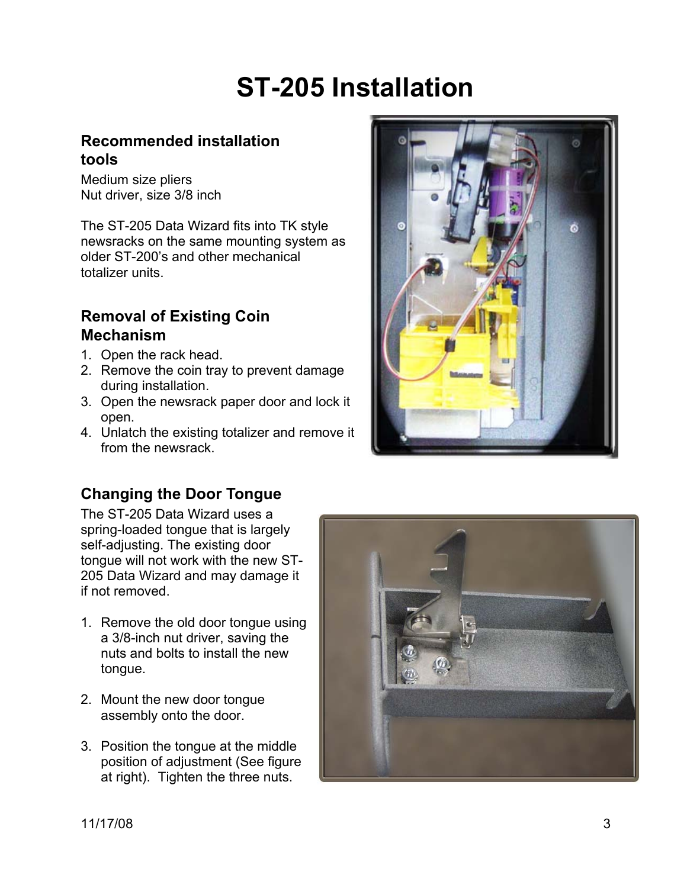# ST-205 Installation

## Recommended installation tools

Medium size pliers
Nut driver, size 3/8 inch

The ST-205 Data Wizard fits into TK style newsracks on the same mounting system as older ST-200's and other mechanical totalizer units.

## Removal of Existing Coin Mechanism

1. Open the rack head.
2. Remove the coin tray to prevent damage during installation.
3. Open the newsrack paper door and lock it open.
4. Unlatch the existing totalizer and remove it from the newsrack.

## Changing the Door Tongue

The ST-205 Data Wizard uses a spring-loaded tongue that is largely self-adjusting. The existing door tongue will not work with the new ST-205 Data Wizard and may damage it if not removed.

1. Remove the old door tongue using a 3/8-inch nut driver, saving the nuts and bolts to install the new tongue.

2. Mount the new door tongue assembly onto the door.

3. Position the tongue at the middle position of adjustment (See figure at right). Tighten the three nuts.

11/17/08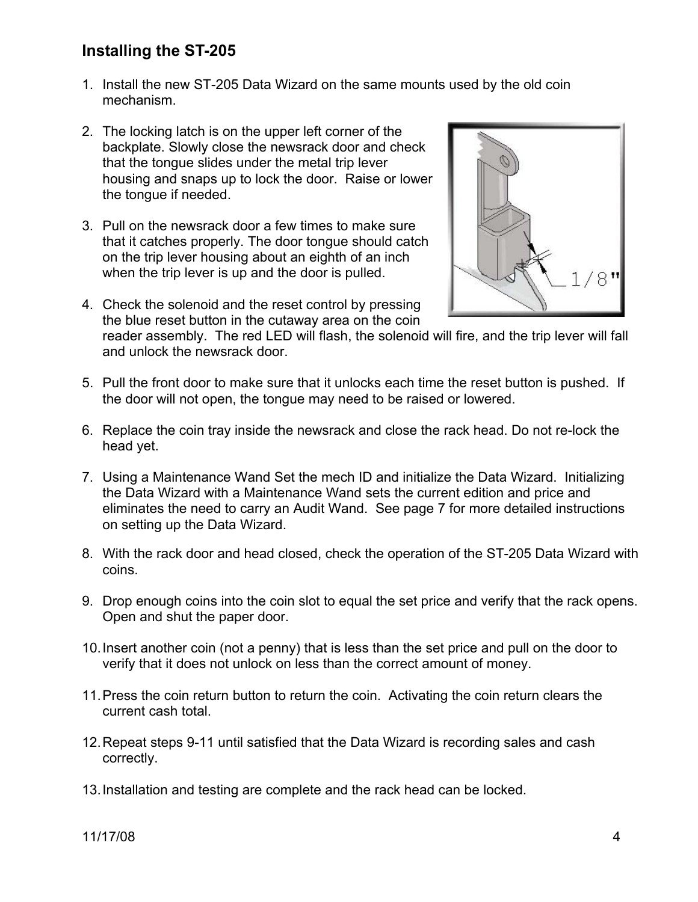## Installing the ST-205

1. Install the new ST-205 Data Wizard on the same mounts used by the old coin mechanism.

2. The locking latch is on the upper left corner of the backplate. Slowly close the newsrack door and check that the tongue slides under the metal trip lever housing and snaps up to lock the door. Raise or lower the tongue if needed.

3. Pull on the newsrack door a few times to make sure that it catches properly. The door tongue should catch on the trip lever housing about an eighth of an inch when the trip lever is up and the door is pulled.

4. Check the solenoid and the reset control by pressing the blue reset button in the cutaway area on the coin reader assembly. The red LED will flash, the solenoid will fire, and the trip lever will fall and unlock the newsrack door.

5. Pull the front door to make sure that it unlocks each time the reset button is pushed. If the door will not open, the tongue may need to be raised or lowered.

6. Replace the coin tray inside the newsrack and close the rack head. Do not re-lock the head yet.

7. Using a Maintenance Wand Set the mech ID and initialize the Data Wizard. Initializing the Data Wizard with a Maintenance Wand sets the current edition and price and eliminates the need to carry an Audit Wand. See page 7 for more detailed instructions on setting up the Data Wizard.

8. With the rack door and head closed, check the operation of the ST-205 Data Wizard with coins.

9. Drop enough coins into the coin slot to equal the set price and verify that the rack opens. Open and shut the paper door.

10. Insert another coin (not a penny) that is less than the set price and pull on the door to verify that it does not unlock on less than the correct amount of money.

11. Press the coin return button to return the coin. Activating the coin return clears the current cash total.

12. Repeat steps 9-11 until satisfied that the Data Wizard is recording sales and cash correctly.

13. Installation and testing are complete and the rack head can be locked.

11/17/08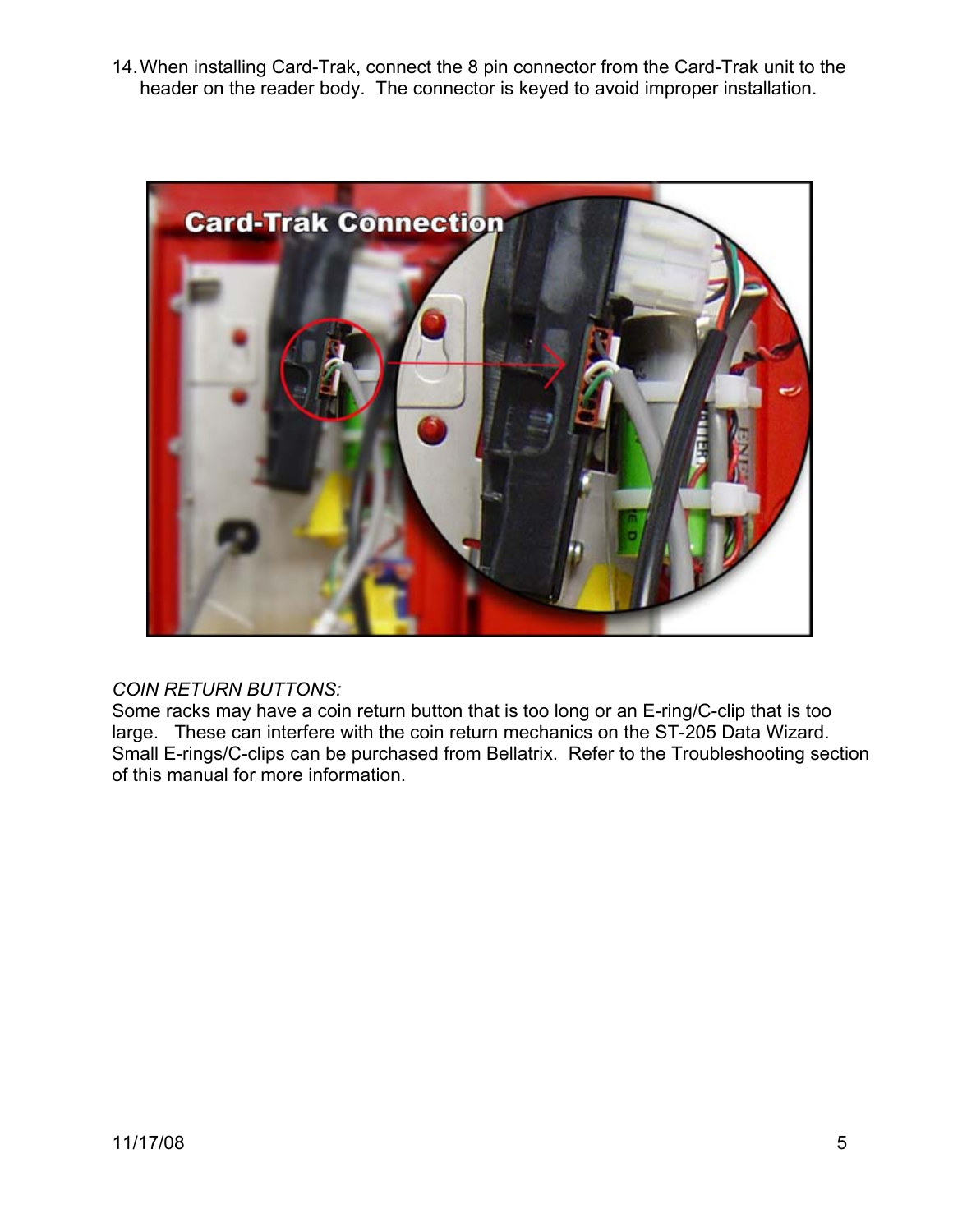14. When installing Card-Trak, connect the 8 pin connector from the Card-Trak unit to the header on the reader body. The connector is keyed to avoid improper installation.

*COIN RETURN BUTTONS:*

Some racks may have a coin return button that is too long or an E-ring/C-clip that is too large. These can interfere with the coin return mechanics on the ST-205 Data Wizard. Small E-rings/C-clips can be purchased from Bellatrix. Refer to the Troubleshooting section of this manual for more information.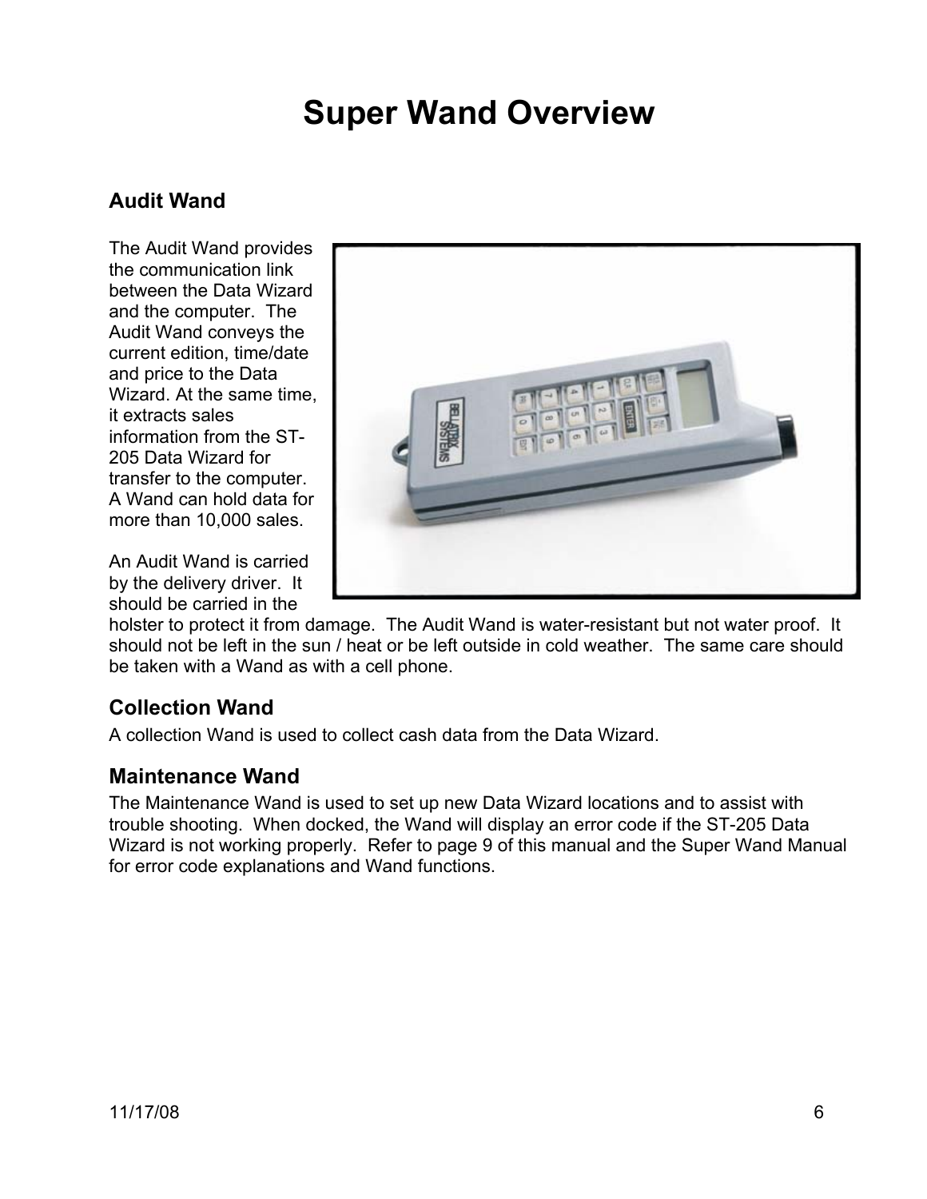# Super Wand Overview

## Audit Wand

The Audit Wand provides the communication link between the Data Wizard and the computer. The Audit Wand conveys the current edition, time/date and price to the Data Wizard. At the same time, it extracts sales information from the ST-205 Data Wizard for transfer to the computer. A Wand can hold data for more than 10,000 sales.

An Audit Wand is carried by the delivery driver. It should be carried in the holster to protect it from damage. The Audit Wand is water-resistant but not water proof. It should not be left in the sun / heat or be left outside in cold weather. The same care should be taken with a Wand as with a cell phone.

## Collection Wand

A collection Wand is used to collect cash data from the Data Wizard.

## Maintenance Wand

The Maintenance Wand is used to set up new Data Wizard locations and to assist with trouble shooting. When docked, the Wand will display an error code if the ST-205 Data Wizard is not working properly. Refer to page 9 of this manual and the Super Wand Manual for error code explanations and Wand functions.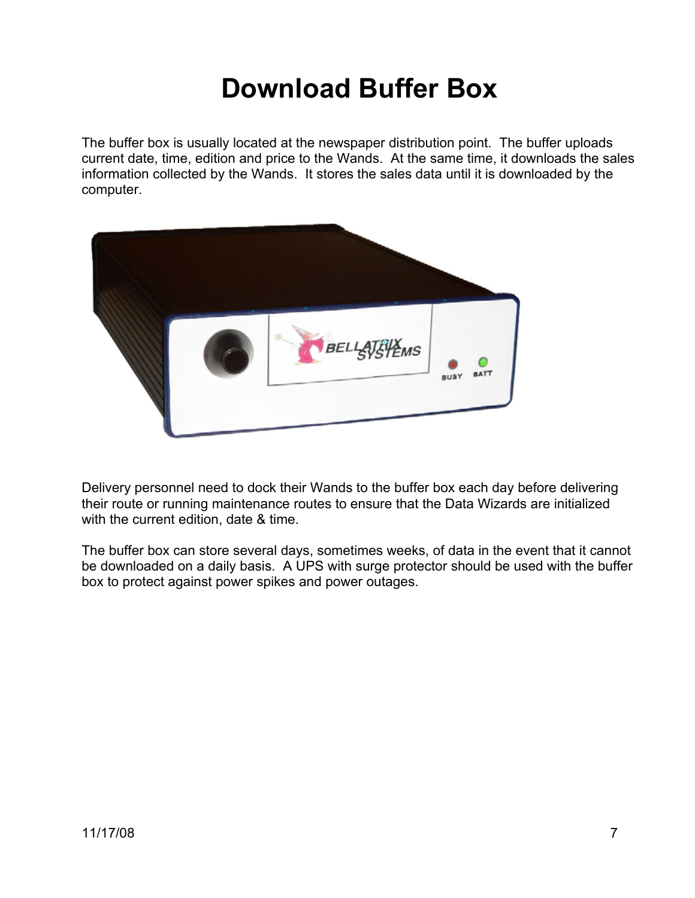# Download Buffer Box

The buffer box is usually located at the newspaper distribution point. The buffer uploads current date, time, edition and price to the Wands. At the same time, it downloads the sales information collected by the Wands. It stores the sales data until it is downloaded by the computer.

Delivery personnel need to dock their Wands to the buffer box each day before delivering their route or running maintenance routes to ensure that the Data Wizards are initialized with the current edition, date & time.

The buffer box can store several days, sometimes weeks, of data in the event that it cannot be downloaded on a daily basis. A UPS with surge protector should be used with the buffer box to protect against power spikes and power outages.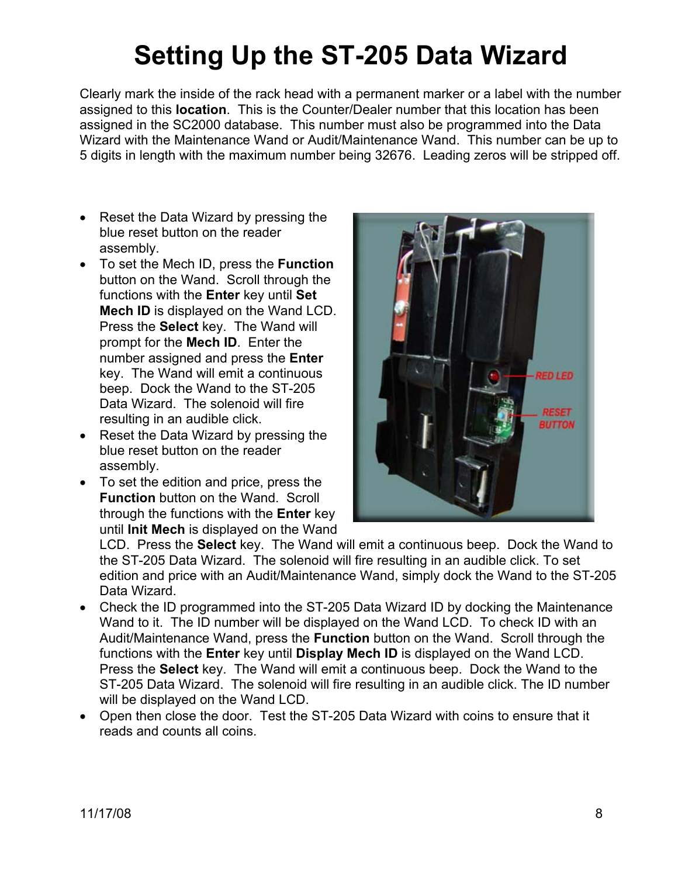# Setting Up the ST-205 Data Wizard

Clearly mark the inside of the rack head with a permanent marker or a label with the number assigned to this **location**. This is the Counter/Dealer number that this location has been assigned in the SC2000 database. This number must also be programmed into the Data Wizard with the Maintenance Wand or Audit/Maintenance Wand. This number can be up to 5 digits in length with the maximum number being 32676. Leading zeros will be stripped off.

- Reset the Data Wizard by pressing the blue reset button on the reader assembly.
- To set the Mech ID, press the **Function** button on the Wand. Scroll through the functions with the **Enter** key until **Set Mech ID** is displayed on the Wand LCD. Press the **Select** key. The Wand will prompt for the **Mech ID**. Enter the number assigned and press the **Enter** key. The Wand will emit a continuous beep. Dock the Wand to the ST-205 Data Wizard. The solenoid will fire resulting in an audible click.
- Reset the Data Wizard by pressing the blue reset button on the reader assembly.
- To set the edition and price, press the **Function** button on the Wand. Scroll through the functions with the **Enter** key until **Init Mech** is displayed on the Wand LCD. Press the **Select** key. The Wand will emit a continuous beep. Dock the Wand to the ST-205 Data Wizard. The solenoid will fire resulting in an audible click. To set edition and price with an Audit/Maintenance Wand, simply dock the Wand to the ST-205 Data Wizard.
- Check the ID programmed into the ST-205 Data Wizard ID by docking the Maintenance Wand to it. The ID number will be displayed on the Wand LCD. To check ID with an Audit/Maintenance Wand, press the **Function** button on the Wand. Scroll through the functions with the **Enter** key until **Display Mech ID** is displayed on the Wand LCD. Press the **Select** key. The Wand will emit a continuous beep. Dock the Wand to the ST-205 Data Wizard. The solenoid will fire resulting in an audible click. The ID number will be displayed on the Wand LCD.
- Open then close the door. Test the ST-205 Data Wizard with coins to ensure that it reads and counts all coins.

11/17/08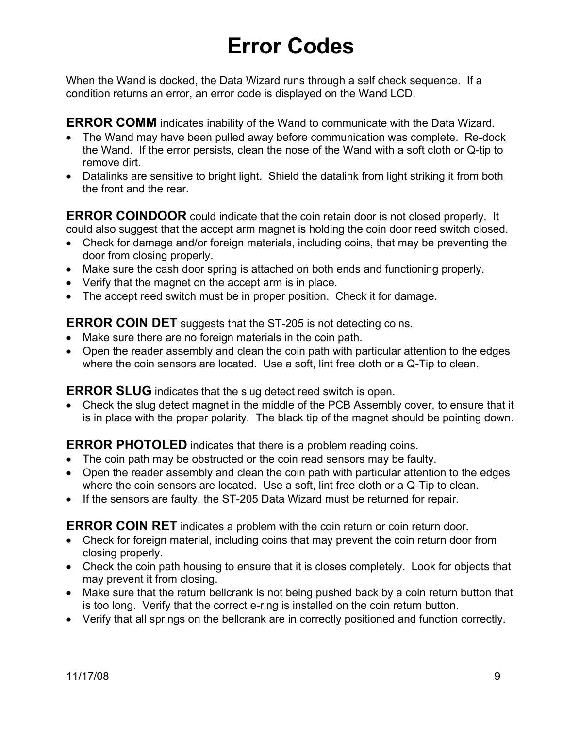# Error Codes

When the Wand is docked, the Data Wizard runs through a self check sequence. If a condition returns an error, an error code is displayed on the Wand LCD.

**ERROR COMM** indicates inability of the Wand to communicate with the Data Wizard.

- The Wand may have been pulled away before communication was complete. Re-dock the Wand. If the error persists, clean the nose of the Wand with a soft cloth or Q-tip to remove dirt.
- Datalinks are sensitive to bright light. Shield the datalink from light striking it from both the front and the rear.

**ERROR COINDOOR** could indicate that the coin retain door is not closed properly. It could also suggest that the accept arm magnet is holding the coin door reed switch closed.

- Check for damage and/or foreign materials, including coins, that may be preventing the door from closing properly.
- Make sure the cash door spring is attached on both ends and functioning properly.
- Verify that the magnet on the accept arm is in place.
- The accept reed switch must be in proper position. Check it for damage.

**ERROR COIN DET** suggests that the ST-205 is not detecting coins.

- Make sure there are no foreign materials in the coin path.
- Open the reader assembly and clean the coin path with particular attention to the edges where the coin sensors are located. Use a soft, lint free cloth or a Q-Tip to clean.

**ERROR SLUG** indicates that the slug detect reed switch is open.

- Check the slug detect magnet in the middle of the PCB Assembly cover, to ensure that it is in place with the proper polarity. The black tip of the magnet should be pointing down.

**ERROR PHOTOLED** indicates that there is a problem reading coins.

- The coin path may be obstructed or the coin read sensors may be faulty.
- Open the reader assembly and clean the coin path with particular attention to the edges where the coin sensors are located. Use a soft, lint free cloth or a Q-Tip to clean.
- If the sensors are faulty, the ST-205 Data Wizard must be returned for repair.

**ERROR COIN RET** indicates a problem with the coin return or coin return door.

- Check for foreign material, including coins that may prevent the coin return door from closing properly.
- Check the coin path housing to ensure that it is closes completely. Look for objects that may prevent it from closing.
- Make sure that the return bellcrank is not being pushed back by a coin return button that is too long. Verify that the correct e-ring is installed on the coin return button.
- Verify that all springs on the bellcrank are in correctly positioned and function correctly.

11/17/08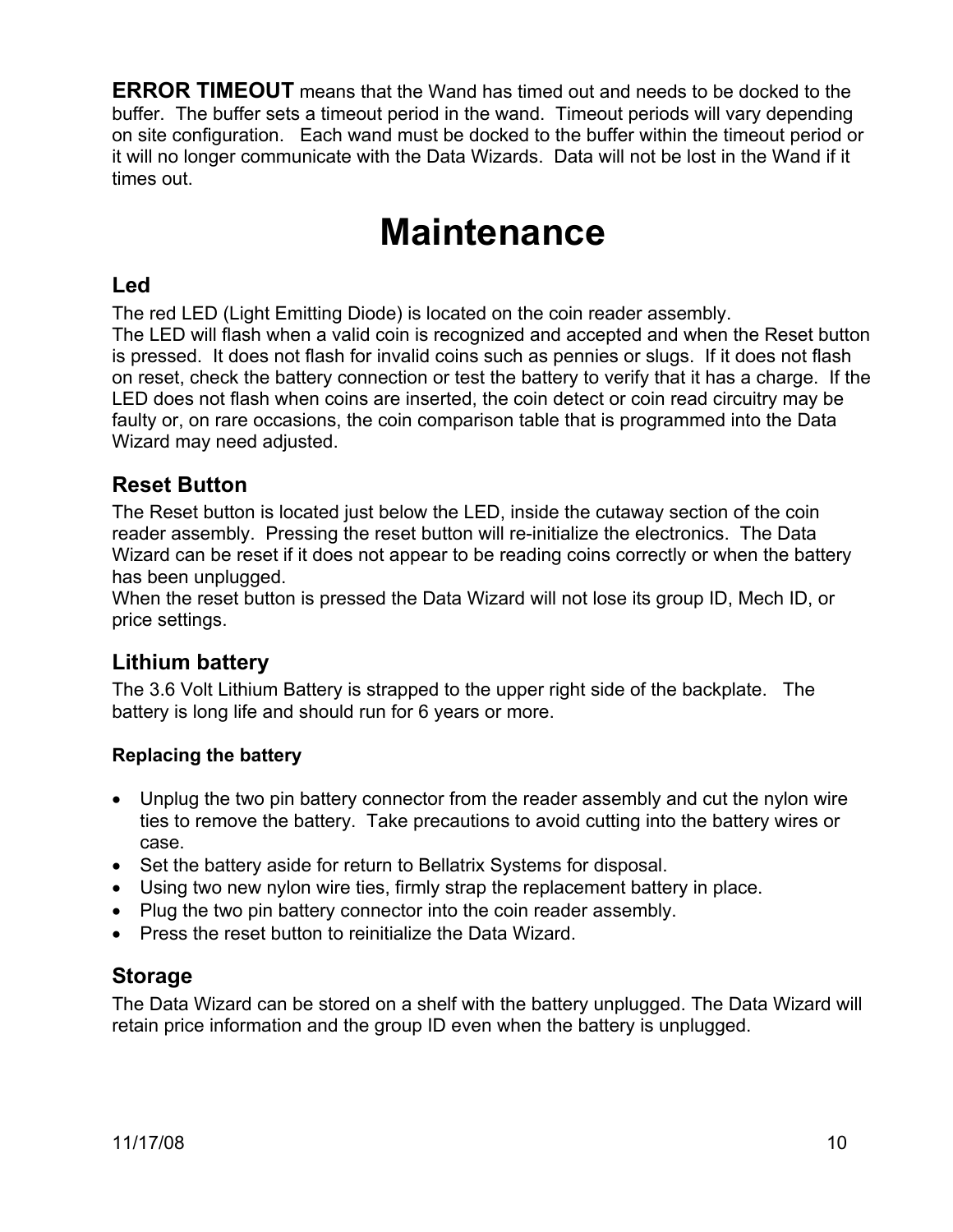**ERROR TIMEOUT** means that the Wand has timed out and needs to be docked to the buffer. The buffer sets a timeout period in the wand. Timeout periods will vary depending on site configuration. Each wand must be docked to the buffer within the timeout period or it will no longer communicate with the Data Wizards. Data will not be lost in the Wand if it times out.

# Maintenance

## Led

The red LED (Light Emitting Diode) is located on the coin reader assembly.
The LED will flash when a valid coin is recognized and accepted and when the Reset button is pressed. It does not flash for invalid coins such as pennies or slugs. If it does not flash on reset, check the battery connection or test the battery to verify that it has a charge. If the LED does not flash when coins are inserted, the coin detect or coin read circuitry may be faulty or, on rare occasions, the coin comparison table that is programmed into the Data Wizard may need adjusted.

## Reset Button

The Reset button is located just below the LED, inside the cutaway section of the coin reader assembly. Pressing the reset button will re-initialize the electronics. The Data Wizard can be reset if it does not appear to be reading coins correctly or when the battery has been unplugged.
When the reset button is pressed the Data Wizard will not lose its group ID, Mech ID, or price settings.

## Lithium battery

The 3.6 Volt Lithium Battery is strapped to the upper right side of the backplate. The battery is long life and should run for 6 years or more.

#### Replacing the battery

- Unplug the two pin battery connector from the reader assembly and cut the nylon wire ties to remove the battery. Take precautions to avoid cutting into the battery wires or case.
- Set the battery aside for return to Bellatrix Systems for disposal.
- Using two new nylon wire ties, firmly strap the replacement battery in place.
- Plug the two pin battery connector into the coin reader assembly.
- Press the reset button to reinitialize the Data Wizard.

## Storage

The Data Wizard can be stored on a shelf with the battery unplugged. The Data Wizard will retain price information and the group ID even when the battery is unplugged.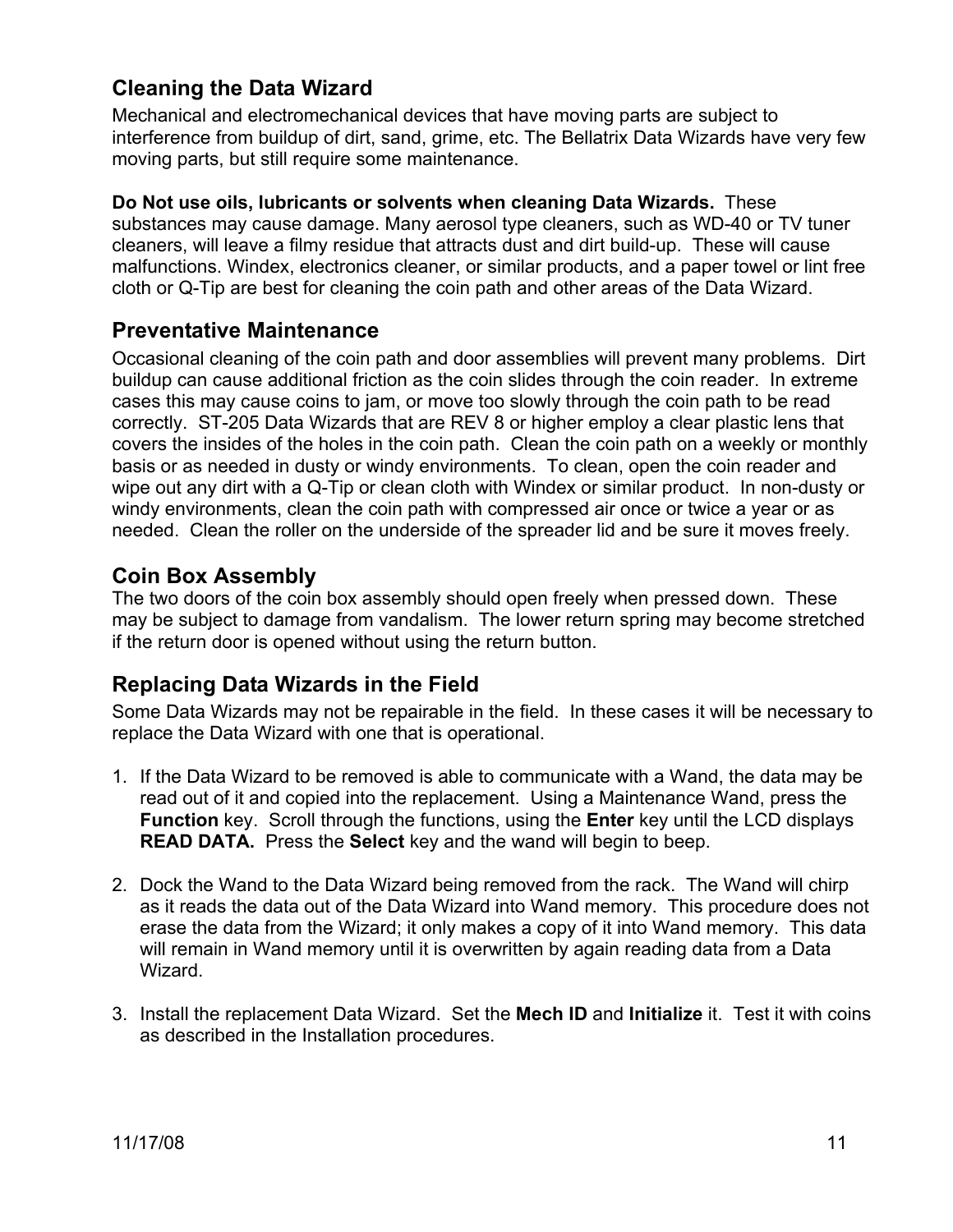## Cleaning the Data Wizard

Mechanical and electromechanical devices that have moving parts are subject to interference from buildup of dirt, sand, grime, etc. The Bellatrix Data Wizards have very few moving parts, but still require some maintenance.

**Do Not use oils, lubricants or solvents when cleaning Data Wizards.** These substances may cause damage. Many aerosol type cleaners, such as WD-40 or TV tuner cleaners, will leave a filmy residue that attracts dust and dirt build-up. These will cause malfunctions. Windex, electronics cleaner, or similar products, and a paper towel or lint free cloth or Q-Tip are best for cleaning the coin path and other areas of the Data Wizard.

## Preventative Maintenance

Occasional cleaning of the coin path and door assemblies will prevent many problems. Dirt buildup can cause additional friction as the coin slides through the coin reader. In extreme cases this may cause coins to jam, or move too slowly through the coin path to be read correctly. ST-205 Data Wizards that are REV 8 or higher employ a clear plastic lens that covers the insides of the holes in the coin path. Clean the coin path on a weekly or monthly basis or as needed in dusty or windy environments. To clean, open the coin reader and wipe out any dirt with a Q-Tip or clean cloth with Windex or similar product. In non-dusty or windy environments, clean the coin path with compressed air once or twice a year or as needed. Clean the roller on the underside of the spreader lid and be sure it moves freely.

## Coin Box Assembly

The two doors of the coin box assembly should open freely when pressed down. These may be subject to damage from vandalism. The lower return spring may become stretched if the return door is opened without using the return button.

## Replacing Data Wizards in the Field

Some Data Wizards may not be repairable in the field. In these cases it will be necessary to replace the Data Wizard with one that is operational.

1. If the Data Wizard to be removed is able to communicate with a Wand, the data may be read out of it and copied into the replacement. Using a Maintenance Wand, press the **Function** key. Scroll through the functions, using the **Enter** key until the LCD displays **READ DATA.** Press the **Select** key and the wand will begin to beep.

2. Dock the Wand to the Data Wizard being removed from the rack. The Wand will chirp as it reads the data out of the Data Wizard into Wand memory. This procedure does not erase the data from the Wizard; it only makes a copy of it into Wand memory. This data will remain in Wand memory until it is overwritten by again reading data from a Data Wizard.

3. Install the replacement Data Wizard. Set the **Mech ID** and **Initialize** it. Test it with coins as described in the Installation procedures.

11/17/08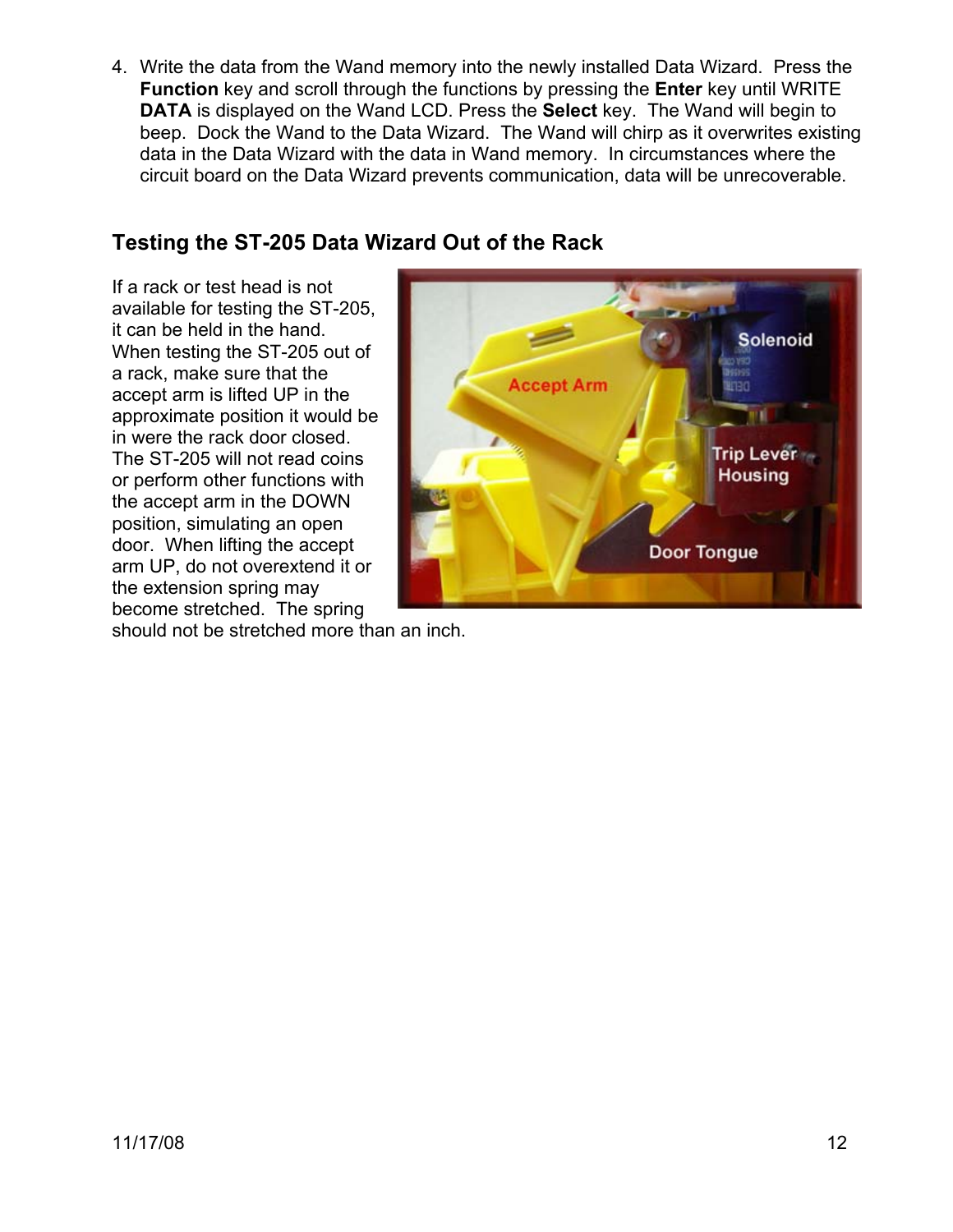4. Write the data from the Wand memory into the newly installed Data Wizard. Press the **Function** key and scroll through the functions by pressing the **Enter** key until WRITE **DATA** is displayed on the Wand LCD. Press the **Select** key. The Wand will begin to beep. Dock the Wand to the Data Wizard. The Wand will chirp as it overwrites existing data in the Data Wizard with the data in Wand memory. In circumstances where the circuit board on the Data Wizard prevents communication, data will be unrecoverable.

## Testing the ST-205 Data Wizard Out of the Rack

If a rack or test head is not available for testing the ST-205, it can be held in the hand. When testing the ST-205 out of a rack, make sure that the accept arm is lifted UP in the approximate position it would be in were the rack door closed. The ST-205 will not read coins or perform other functions with the accept arm in the DOWN position, simulating an open door. When lifting the accept arm UP, do not overextend it or the extension spring may become stretched. The spring should not be stretched more than an inch.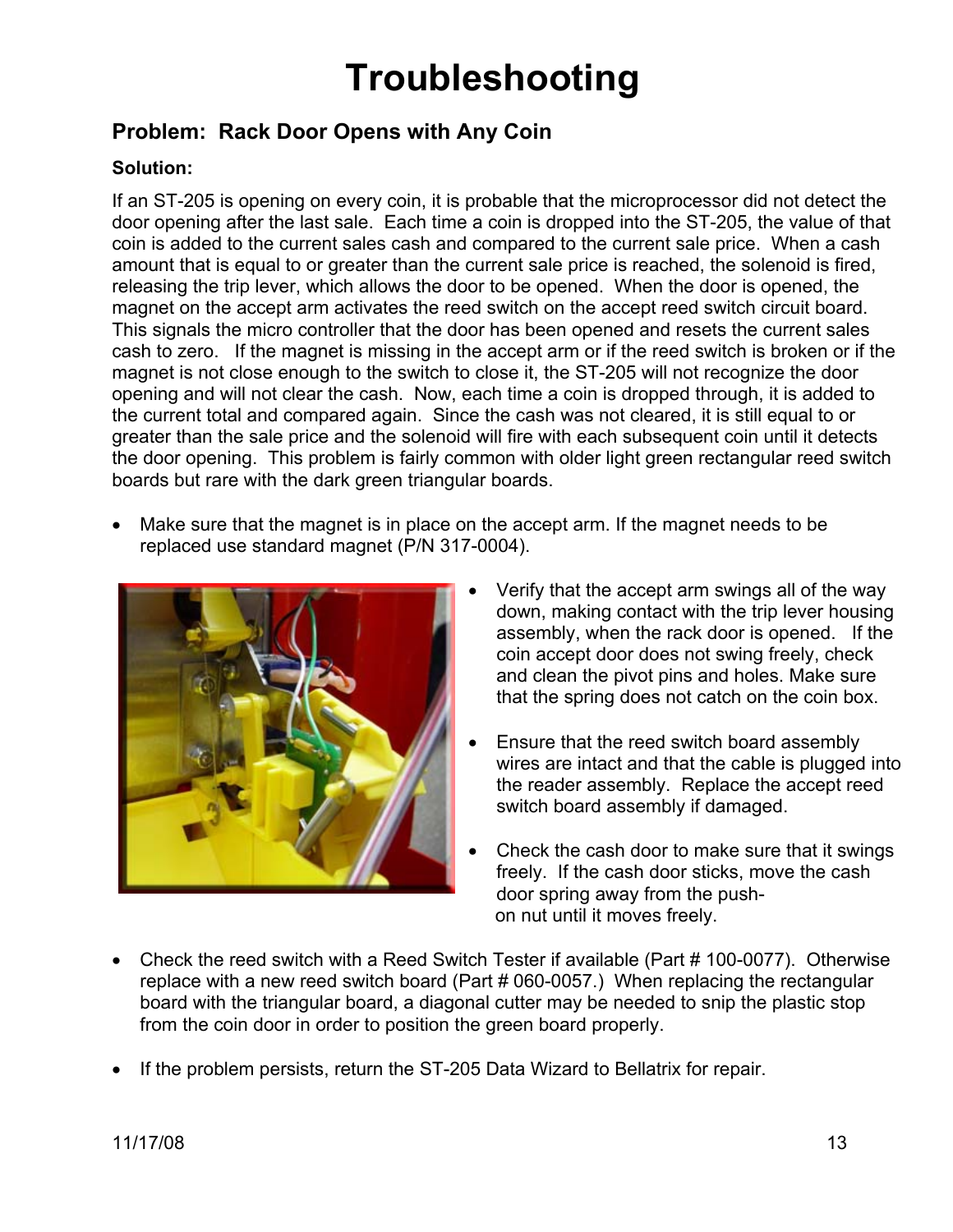# Troubleshooting

## Problem: Rack Door Opens with Any Coin

**Solution:**

If an ST-205 is opening on every coin, it is probable that the microprocessor did not detect the door opening after the last sale. Each time a coin is dropped into the ST-205, the value of that coin is added to the current sales cash and compared to the current sale price. When a cash amount that is equal to or greater than the current sale price is reached, the solenoid is fired, releasing the trip lever, which allows the door to be opened. When the door is opened, the magnet on the accept arm activates the reed switch on the accept reed switch circuit board. This signals the micro controller that the door has been opened and resets the current sales cash to zero. If the magnet is missing in the accept arm or if the reed switch is broken or if the magnet is not close enough to the switch to close it, the ST-205 will not recognize the door opening and will not clear the cash. Now, each time a coin is dropped through, it is added to the current total and compared again. Since the cash was not cleared, it is still equal to or greater than the sale price and the solenoid will fire with each subsequent coin until it detects the door opening. This problem is fairly common with older light green rectangular reed switch boards but rare with the dark green triangular boards.

- Make sure that the magnet is in place on the accept arm. If the magnet needs to be replaced use standard magnet (P/N 317-0004).

- Verify that the accept arm swings all of the way down, making contact with the trip lever housing assembly, when the rack door is opened. If the coin accept door does not swing freely, check and clean the pivot pins and holes. Make sure that the spring does not catch on the coin box.

- Ensure that the reed switch board assembly wires are intact and that the cable is plugged into the reader assembly. Replace the accept reed switch board assembly if damaged.

- Check the cash door to make sure that it swings freely. If the cash door sticks, move the cash door spring away from the push-on nut until it moves freely.

- Check the reed switch with a Reed Switch Tester if available (Part # 100-0077). Otherwise replace with a new reed switch board (Part # 060-0057.) When replacing the rectangular board with the triangular board, a diagonal cutter may be needed to snip the plastic stop from the coin door in order to position the green board properly.

- If the problem persists, return the ST-205 Data Wizard to Bellatrix for repair.

11/17/08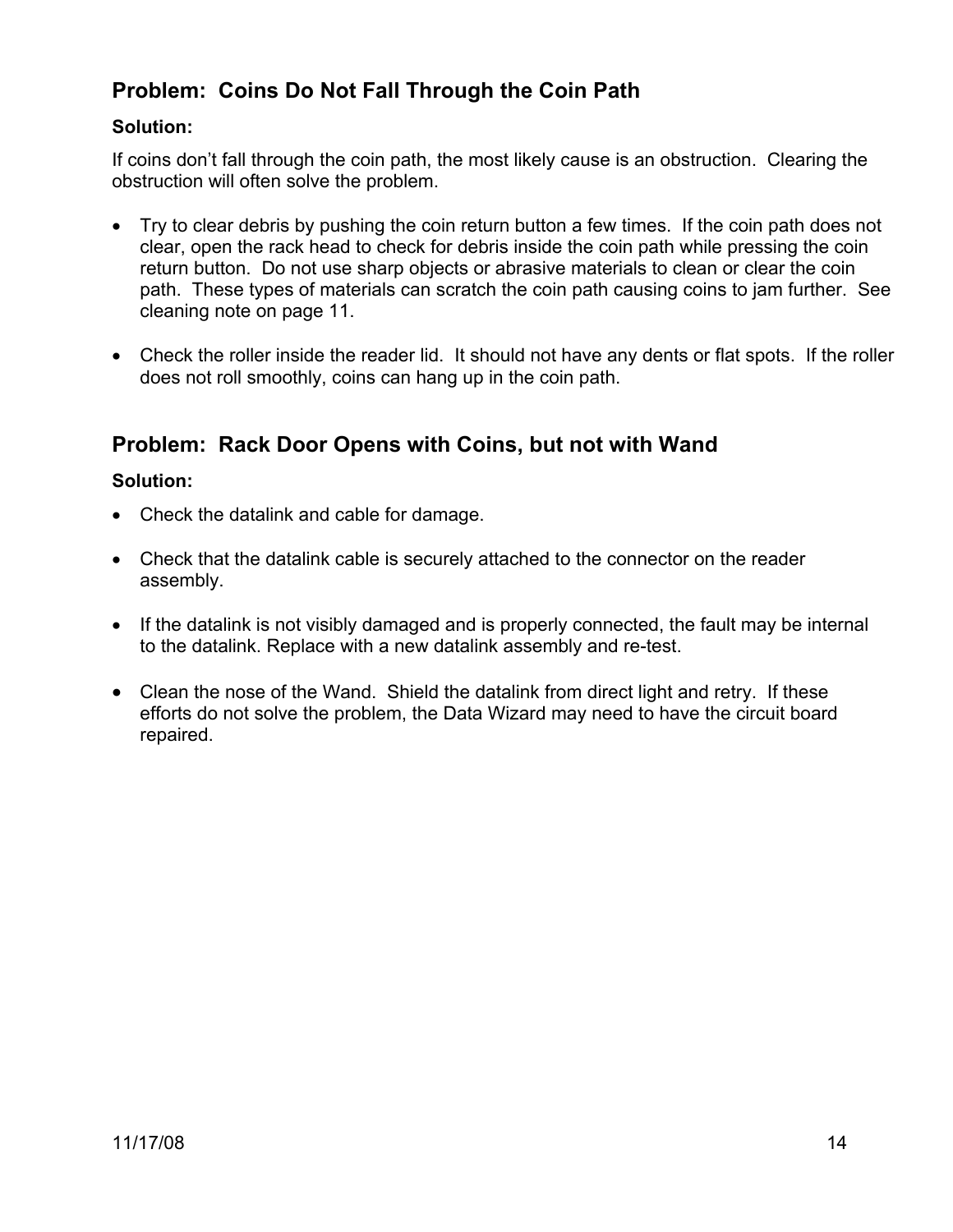## Problem: Coins Do Not Fall Through the Coin Path

**Solution:**

If coins don't fall through the coin path, the most likely cause is an obstruction. Clearing the obstruction will often solve the problem.

- Try to clear debris by pushing the coin return button a few times. If the coin path does not clear, open the rack head to check for debris inside the coin path while pressing the coin return button. Do not use sharp objects or abrasive materials to clean or clear the coin path. These types of materials can scratch the coin path causing coins to jam further. See cleaning note on page 11.
- Check the roller inside the reader lid. It should not have any dents or flat spots. If the roller does not roll smoothly, coins can hang up in the coin path.

## Problem: Rack Door Opens with Coins, but not with Wand

**Solution:**

- Check the datalink and cable for damage.
- Check that the datalink cable is securely attached to the connector on the reader assembly.
- If the datalink is not visibly damaged and is properly connected, the fault may be internal to the datalink. Replace with a new datalink assembly and re-test.
- Clean the nose of the Wand. Shield the datalink from direct light and retry. If these efforts do not solve the problem, the Data Wizard may need to have the circuit board repaired.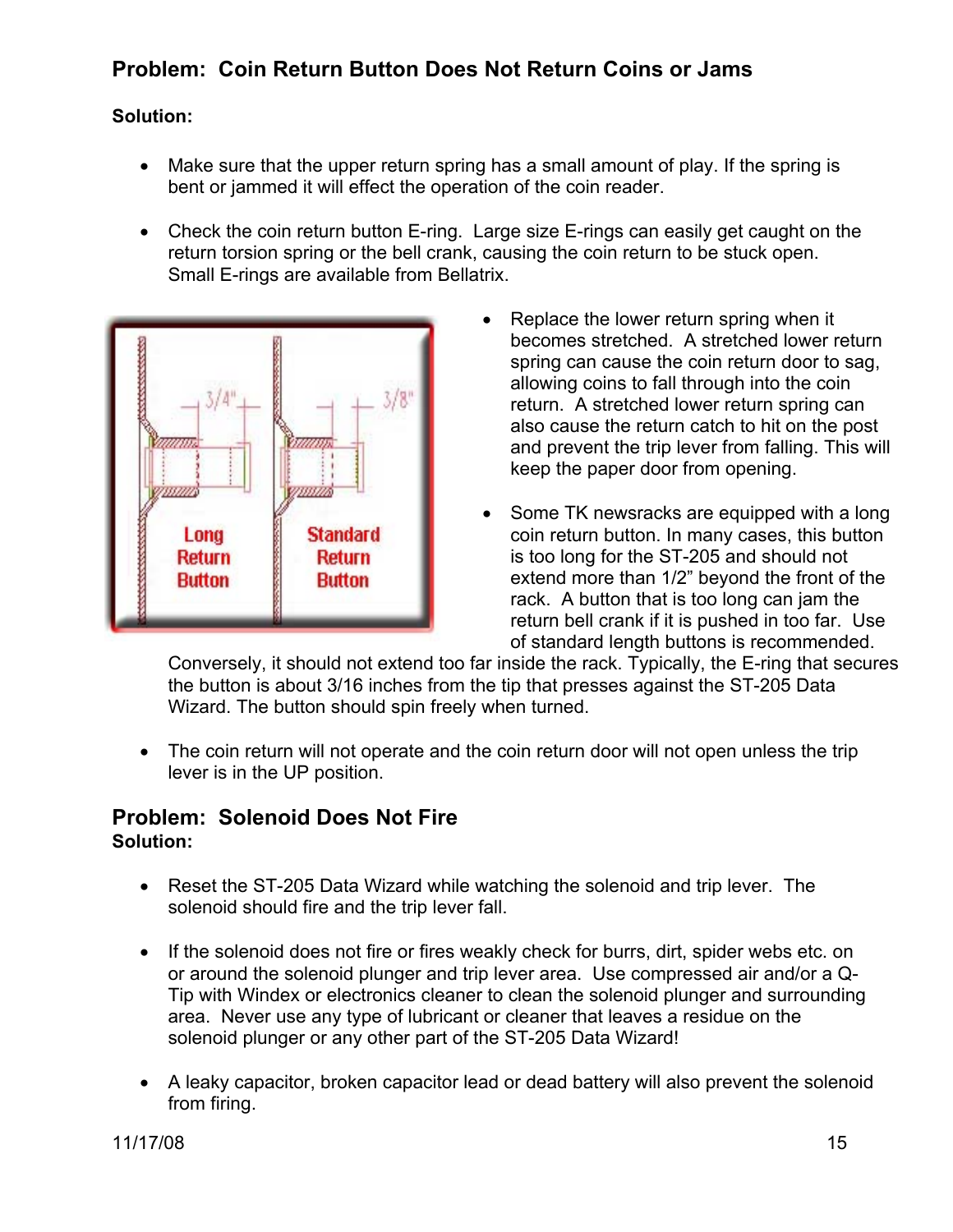## Problem: Coin Return Button Does Not Return Coins or Jams

**Solution:**

- Make sure that the upper return spring has a small amount of play. If the spring is bent or jammed it will effect the operation of the coin reader.

- Check the coin return button E-ring. Large size E-rings can easily get caught on the return torsion spring or the bell crank, causing the coin return to be stuck open. Small E-rings are available from Bellatrix.

- Replace the lower return spring when it becomes stretched. A stretched lower return spring can cause the coin return door to sag, allowing coins to fall through into the coin return. A stretched lower return spring can also cause the return catch to hit on the post and prevent the trip lever from falling. This will keep the paper door from opening.

- Some TK newsracks are equipped with a long coin return button. In many cases, this button is too long for the ST-205 and should not extend more than 1/2" beyond the front of the rack. A button that is too long can jam the return bell crank if it is pushed in too far. Use of standard length buttons is recommended. Conversely, it should not extend too far inside the rack. Typically, the E-ring that secures the button is about 3/16 inches from the tip that presses against the ST-205 Data Wizard. The button should spin freely when turned.

- The coin return will not operate and the coin return door will not open unless the trip lever is in the UP position.

## Problem: Solenoid Does Not Fire

**Solution:**

- Reset the ST-205 Data Wizard while watching the solenoid and trip lever. The solenoid should fire and the trip lever fall.

- If the solenoid does not fire or fires weakly check for burrs, dirt, spider webs etc. on or around the solenoid plunger and trip lever area. Use compressed air and/or a Q-Tip with Windex or electronics cleaner to clean the solenoid plunger and surrounding area. Never use any type of lubricant or cleaner that leaves a residue on the solenoid plunger or any other part of the ST-205 Data Wizard!

- A leaky capacitor, broken capacitor lead or dead battery will also prevent the solenoid from firing.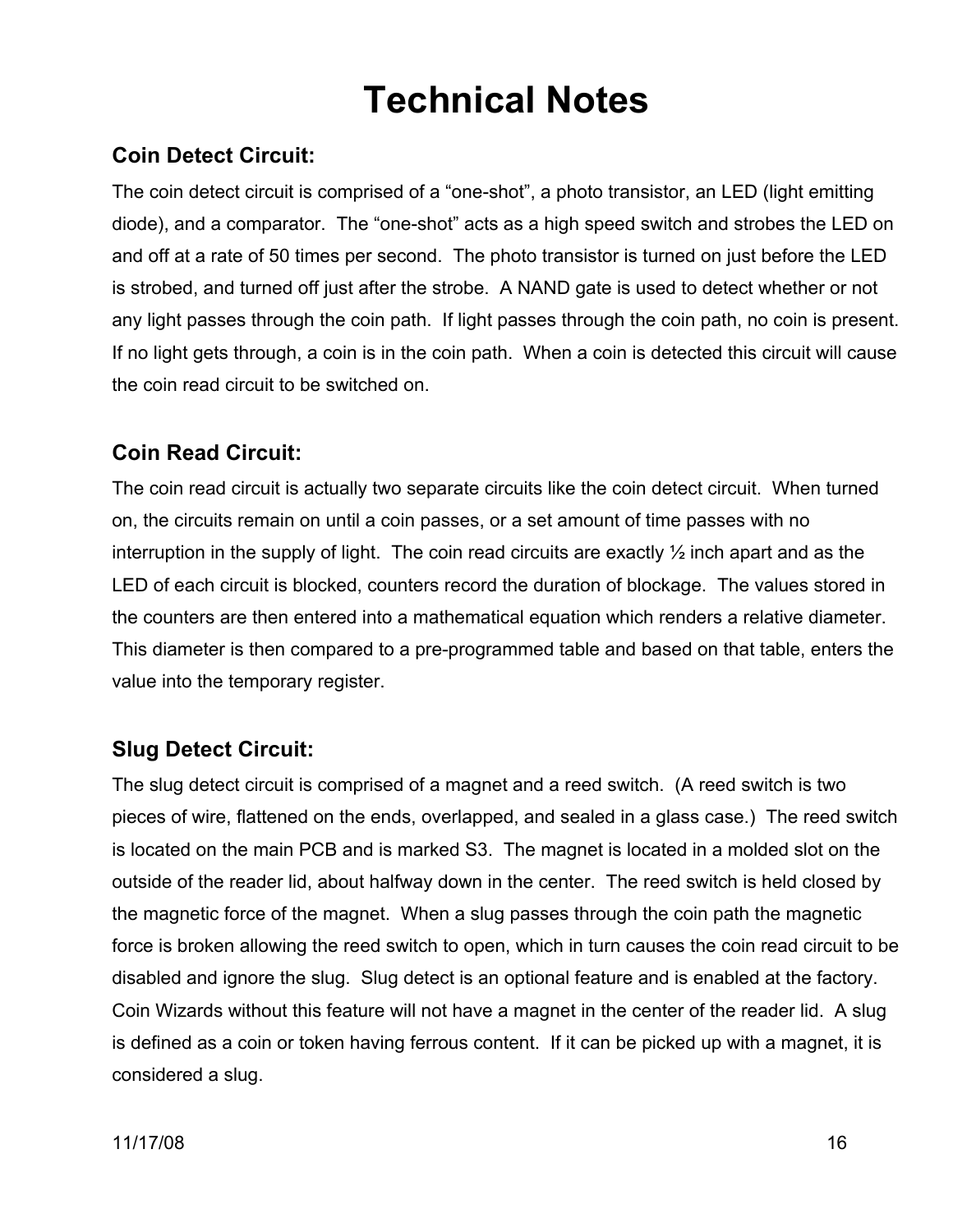# Technical Notes

## Coin Detect Circuit:

The coin detect circuit is comprised of a "one-shot", a photo transistor, an LED (light emitting diode), and a comparator. The "one-shot" acts as a high speed switch and strobes the LED on and off at a rate of 50 times per second. The photo transistor is turned on just before the LED is strobed, and turned off just after the strobe. A NAND gate is used to detect whether or not any light passes through the coin path. If light passes through the coin path, no coin is present. If no light gets through, a coin is in the coin path. When a coin is detected this circuit will cause the coin read circuit to be switched on.

## Coin Read Circuit:

The coin read circuit is actually two separate circuits like the coin detect circuit. When turned on, the circuits remain on until a coin passes, or a set amount of time passes with no interruption in the supply of light. The coin read circuits are exactly ½ inch apart and as the LED of each circuit is blocked, counters record the duration of blockage. The values stored in the counters are then entered into a mathematical equation which renders a relative diameter. This diameter is then compared to a pre-programmed table and based on that table, enters the value into the temporary register.

## Slug Detect Circuit:

The slug detect circuit is comprised of a magnet and a reed switch. (A reed switch is two pieces of wire, flattened on the ends, overlapped, and sealed in a glass case.) The reed switch is located on the main PCB and is marked S3. The magnet is located in a molded slot on the outside of the reader lid, about halfway down in the center. The reed switch is held closed by the magnetic force of the magnet. When a slug passes through the coin path the magnetic force is broken allowing the reed switch to open, which in turn causes the coin read circuit to be disabled and ignore the slug. Slug detect is an optional feature and is enabled at the factory. Coin Wizards without this feature will not have a magnet in the center of the reader lid. A slug is defined as a coin or token having ferrous content. If it can be picked up with a magnet, it is considered a slug.

11/17/08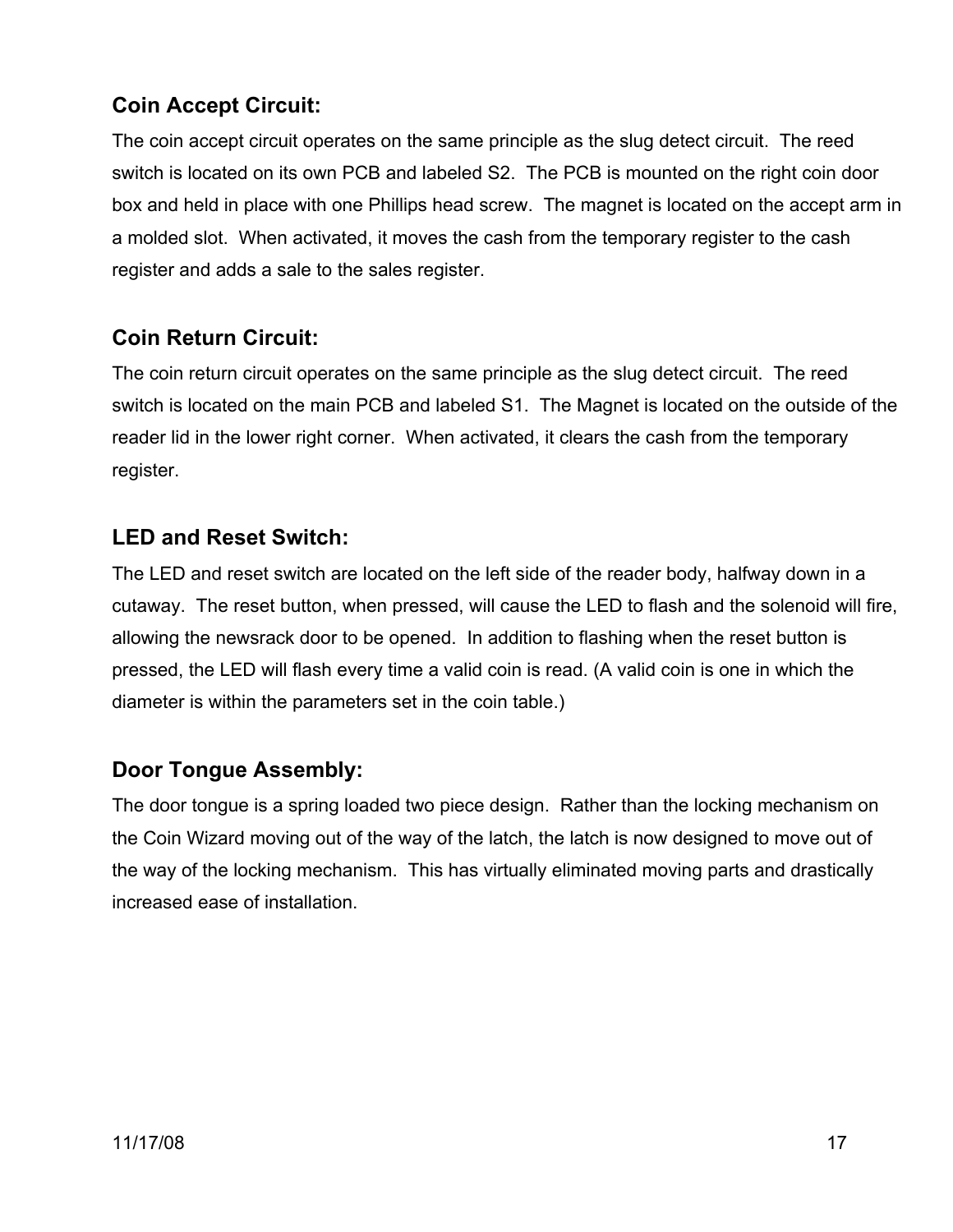## Coin Accept Circuit:

The coin accept circuit operates on the same principle as the slug detect circuit. The reed switch is located on its own PCB and labeled S2. The PCB is mounted on the right coin door box and held in place with one Phillips head screw. The magnet is located on the accept arm in a molded slot. When activated, it moves the cash from the temporary register to the cash register and adds a sale to the sales register.

## Coin Return Circuit:

The coin return circuit operates on the same principle as the slug detect circuit. The reed switch is located on the main PCB and labeled S1. The Magnet is located on the outside of the reader lid in the lower right corner. When activated, it clears the cash from the temporary register.

## LED and Reset Switch:

The LED and reset switch are located on the left side of the reader body, halfway down in a cutaway. The reset button, when pressed, will cause the LED to flash and the solenoid will fire, allowing the newsrack door to be opened. In addition to flashing when the reset button is pressed, the LED will flash every time a valid coin is read. (A valid coin is one in which the diameter is within the parameters set in the coin table.)

## Door Tongue Assembly:

The door tongue is a spring loaded two piece design. Rather than the locking mechanism on the Coin Wizard moving out of the way of the latch, the latch is now designed to move out of the way of the locking mechanism. This has virtually eliminated moving parts and drastically increased ease of installation.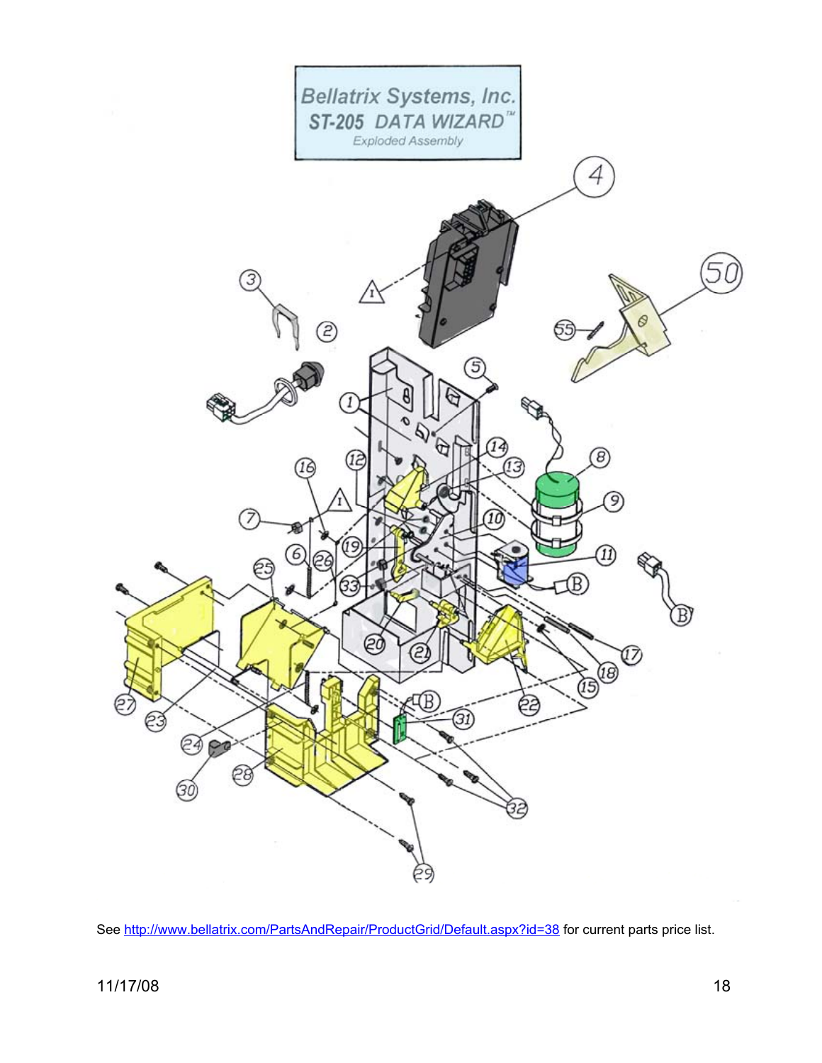Bellatrix Systems, Inc.
ST-205 DATA WIZARD™
Exploded Assembly

4
50
3
2
55
5
1
14
12
13
8
16
9
1
7
10
19
11
6
26
25
B
33
B
17
20
21
18
15
22
27
23
B
31
24
30
28
32
29

See http://www.bellatrix.com/PartsAndRepair/ProductGrid/Default.aspx?id=38 for current parts price list.

11/17/08